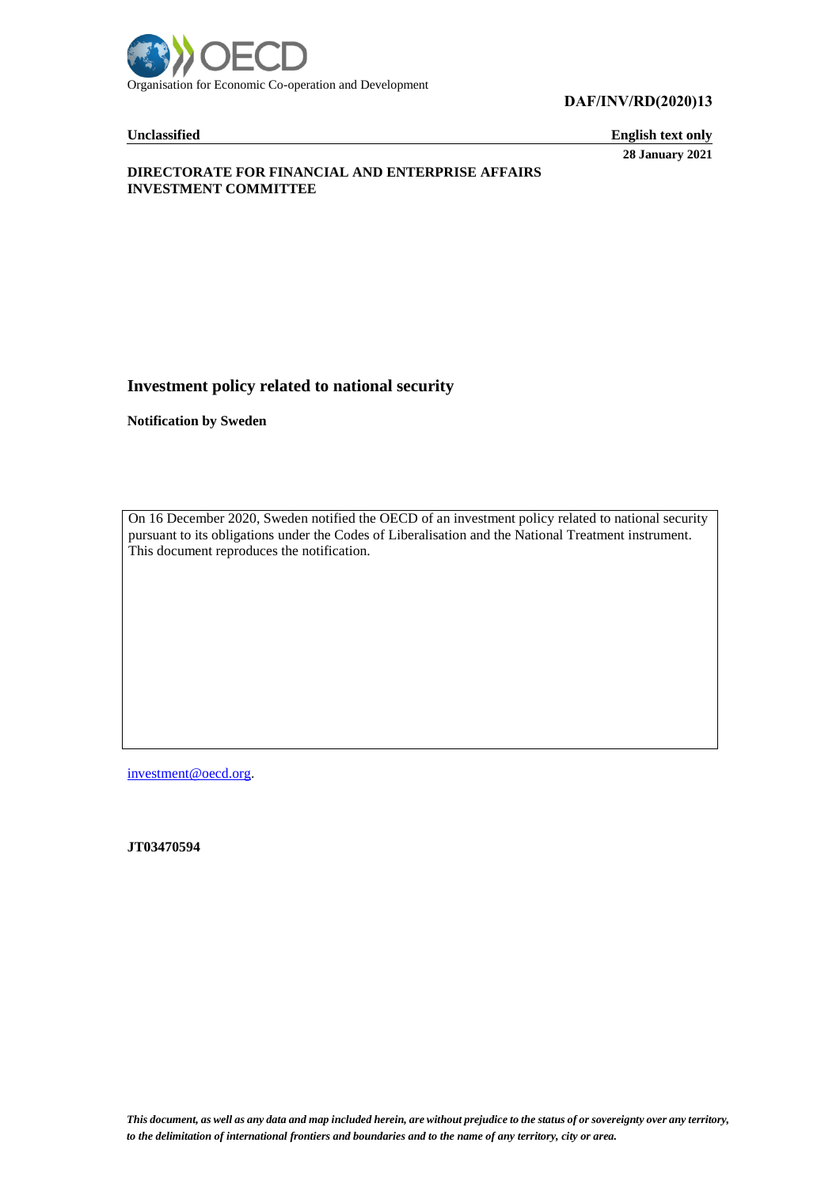Organisation for Economic Co-operation and Development

**DAF/INV/RD(2020)13**

**Unclassified** **English text only**

**28 January 2021**

**DIRECTORATE FOR FINANCIAL AND ENTERPRISE AFFAIRS**
**INVESTMENT COMMITTEE**

# Investment policy related to national security

**Notification by Sweden**

On 16 December 2020, Sweden notified the OECD of an investment policy related to national security pursuant to its obligations under the Codes of Liberalisation and the National Treatment instrument. This document reproduces the notification.

investment@oecd.org.

**JT03470594**

*This document, as well as any data and map included herein, are without prejudice to the status of or sovereignty over any territory, to the delimitation of international frontiers and boundaries and to the name of any territory, city or area.*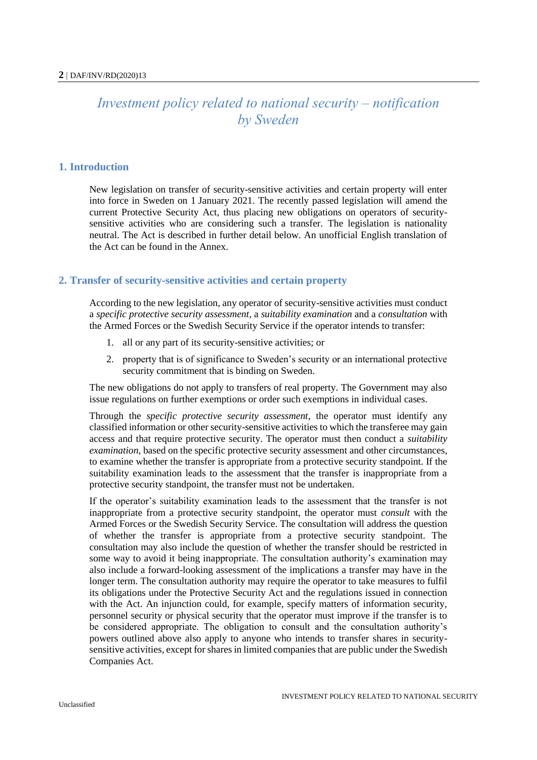# Investment policy related to national security – notification by Sweden

## 1. Introduction

New legislation on transfer of security-sensitive activities and certain property will enter into force in Sweden on 1 January 2021. The recently passed legislation will amend the current Protective Security Act, thus placing new obligations on operators of security-sensitive activities who are considering such a transfer. The legislation is nationality neutral. The Act is described in further detail below. An unofficial English translation of the Act can be found in the Annex.

## 2. Transfer of security-sensitive activities and certain property

According to the new legislation, any operator of security-sensitive activities must conduct a *specific protective security assessment*, a *suitability examination* and a *consultation* with the Armed Forces or the Swedish Security Service if the operator intends to transfer:

1. all or any part of its security-sensitive activities; or
2. property that is of significance to Sweden's security or an international protective security commitment that is binding on Sweden.

The new obligations do not apply to transfers of real property. The Government may also issue regulations on further exemptions or order such exemptions in individual cases.

Through the *specific protective security assessment*, the operator must identify any classified information or other security-sensitive activities to which the transferee may gain access and that require protective security. The operator must then conduct a *suitability examination*, based on the specific protective security assessment and other circumstances, to examine whether the transfer is appropriate from a protective security standpoint. If the suitability examination leads to the assessment that the transfer is inappropriate from a protective security standpoint, the transfer must not be undertaken.

If the operator's suitability examination leads to the assessment that the transfer is not inappropriate from a protective security standpoint, the operator must *consult* with the Armed Forces or the Swedish Security Service. The consultation will address the question of whether the transfer is appropriate from a protective security standpoint. The consultation may also include the question of whether the transfer should be restricted in some way to avoid it being inappropriate. The consultation authority's examination may also include a forward-looking assessment of the implications a transfer may have in the longer term. The consultation authority may require the operator to take measures to fulfil its obligations under the Protective Security Act and the regulations issued in connection with the Act. An injunction could, for example, specify matters of information security, personnel security or physical security that the operator must improve if the transfer is to be considered appropriate. The obligation to consult and the consultation authority's powers outlined above also apply to anyone who intends to transfer shares in security-sensitive activities, except for shares in limited companies that are public under the Swedish Companies Act.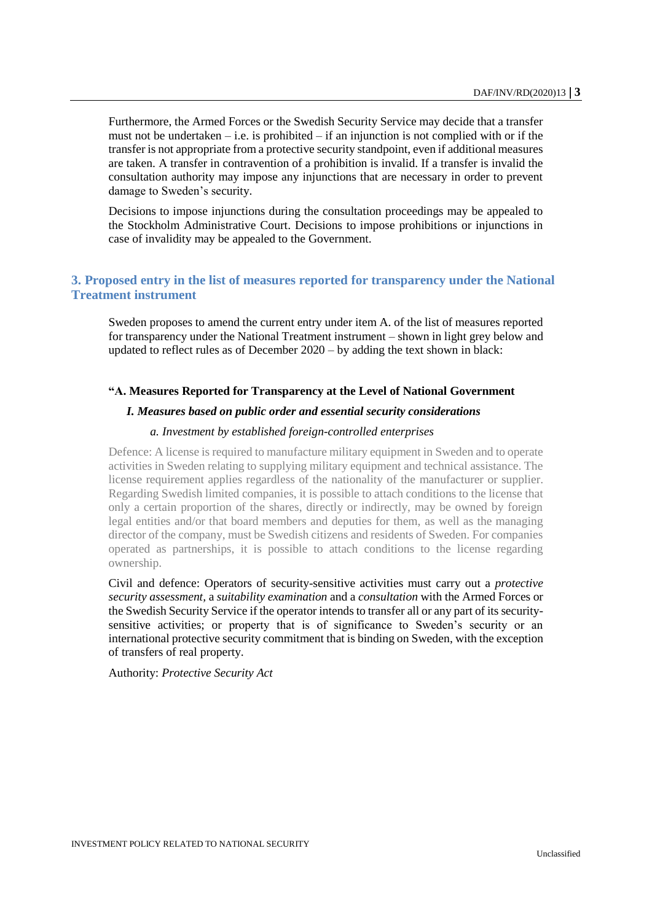Furthermore, the Armed Forces or the Swedish Security Service may decide that a transfer must not be undertaken – i.e. is prohibited – if an injunction is not complied with or if the transfer is not appropriate from a protective security standpoint, even if additional measures are taken. A transfer in contravention of a prohibition is invalid. If a transfer is invalid the consultation authority may impose any injunctions that are necessary in order to prevent damage to Sweden's security.

Decisions to impose injunctions during the consultation proceedings may be appealed to the Stockholm Administrative Court. Decisions to impose prohibitions or injunctions in case of invalidity may be appealed to the Government.

## 3. Proposed entry in the list of measures reported for transparency under the National Treatment instrument

Sweden proposes to amend the current entry under item A. of the list of measures reported for transparency under the National Treatment instrument – shown in light grey below and updated to reflect rules as of December 2020 – by adding the text shown in black:

**"A. Measures Reported for Transparency at the Level of National Government**

***I. Measures based on public order and essential security considerations***

*a. Investment by established foreign-controlled enterprises*

Defence: A license is required to manufacture military equipment in Sweden and to operate activities in Sweden relating to supplying military equipment and technical assistance. The license requirement applies regardless of the nationality of the manufacturer or supplier. Regarding Swedish limited companies, it is possible to attach conditions to the license that only a certain proportion of the shares, directly or indirectly, may be owned by foreign legal entities and/or that board members and deputies for them, as well as the managing director of the company, must be Swedish citizens and residents of Sweden. For companies operated as partnerships, it is possible to attach conditions to the license regarding ownership.

Civil and defence: Operators of security-sensitive activities must carry out a *protective security assessment*, a *suitability examination* and a *consultation* with the Armed Forces or the Swedish Security Service if the operator intends to transfer all or any part of its security-sensitive activities; or property that is of significance to Sweden's security or an international protective security commitment that is binding on Sweden, with the exception of transfers of real property.

Authority: *Protective Security Act*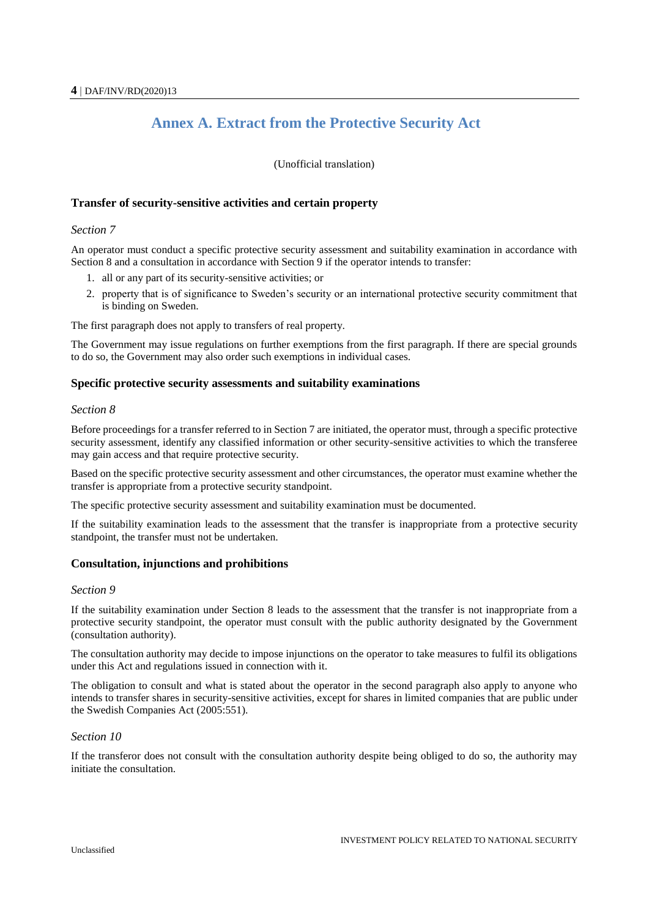# Annex A. Extract from the Protective Security Act

(Unofficial translation)

### Transfer of security-sensitive activities and certain property

*Section 7*

An operator must conduct a specific protective security assessment and suitability examination in accordance with Section 8 and a consultation in accordance with Section 9 if the operator intends to transfer:

1. all or any part of its security-sensitive activities; or
2. property that is of significance to Sweden's security or an international protective security commitment that is binding on Sweden.

The first paragraph does not apply to transfers of real property.

The Government may issue regulations on further exemptions from the first paragraph. If there are special grounds to do so, the Government may also order such exemptions in individual cases.

### Specific protective security assessments and suitability examinations

*Section 8*

Before proceedings for a transfer referred to in Section 7 are initiated, the operator must, through a specific protective security assessment, identify any classified information or other security-sensitive activities to which the transferee may gain access and that require protective security.

Based on the specific protective security assessment and other circumstances, the operator must examine whether the transfer is appropriate from a protective security standpoint.

The specific protective security assessment and suitability examination must be documented.

If the suitability examination leads to the assessment that the transfer is inappropriate from a protective security standpoint, the transfer must not be undertaken.

### Consultation, injunctions and prohibitions

*Section 9*

If the suitability examination under Section 8 leads to the assessment that the transfer is not inappropriate from a protective security standpoint, the operator must consult with the public authority designated by the Government (consultation authority).

The consultation authority may decide to impose injunctions on the operator to take measures to fulfil its obligations under this Act and regulations issued in connection with it.

The obligation to consult and what is stated about the operator in the second paragraph also apply to anyone who intends to transfer shares in security-sensitive activities, except for shares in limited companies that are public under the Swedish Companies Act (2005:551).

*Section 10*

If the transferor does not consult with the consultation authority despite being obliged to do so, the authority may initiate the consultation.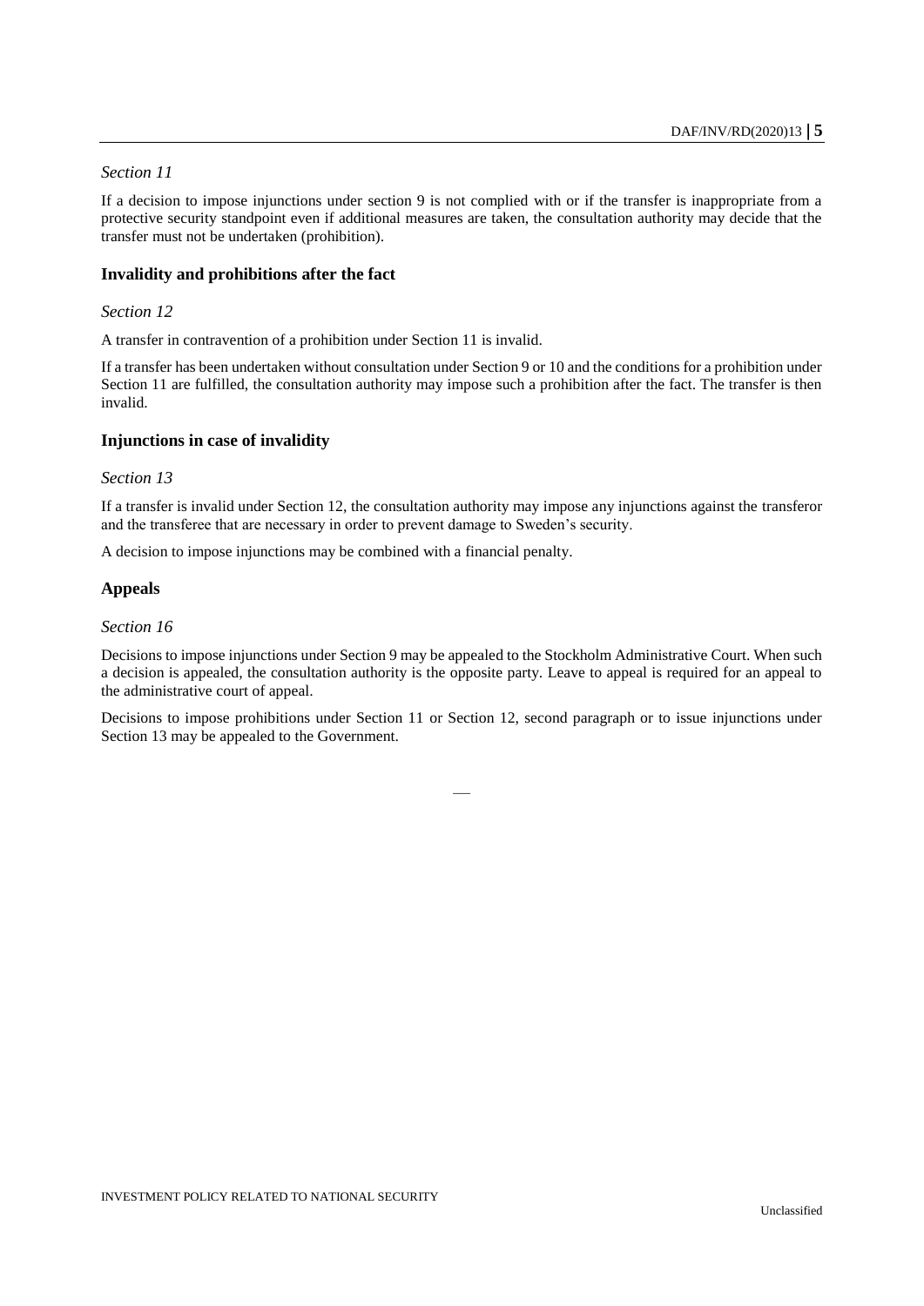*Section 11*

If a decision to impose injunctions under section 9 is not complied with or if the transfer is inappropriate from a protective security standpoint even if additional measures are taken, the consultation authority may decide that the transfer must not be undertaken (prohibition).

### Invalidity and prohibitions after the fact

*Section 12*

A transfer in contravention of a prohibition under Section 11 is invalid.

If a transfer has been undertaken without consultation under Section 9 or 10 and the conditions for a prohibition under Section 11 are fulfilled, the consultation authority may impose such a prohibition after the fact. The transfer is then invalid.

### Injunctions in case of invalidity

*Section 13*

If a transfer is invalid under Section 12, the consultation authority may impose any injunctions against the transferor and the transferee that are necessary in order to prevent damage to Sweden's security.

A decision to impose injunctions may be combined with a financial penalty.

### Appeals

*Section 16*

Decisions to impose injunctions under Section 9 may be appealed to the Stockholm Administrative Court. When such a decision is appealed, the consultation authority is the opposite party. Leave to appeal is required for an appeal to the administrative court of appeal.

Decisions to impose prohibitions under Section 11 or Section 12, second paragraph or to issue injunctions under Section 13 may be appealed to the Government.

—